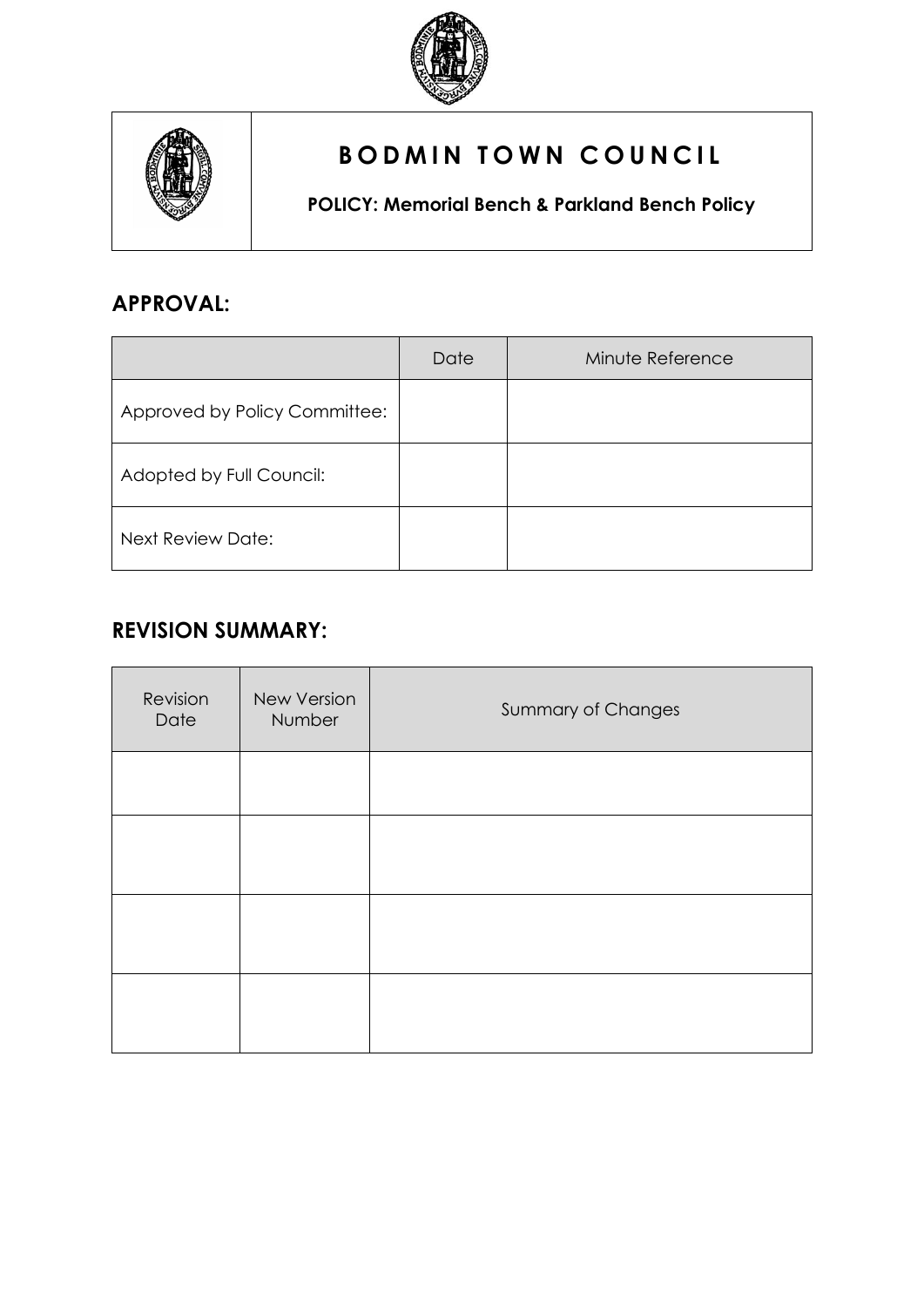# BODMIN TOWN COUNCIL

**POLICY: Memorial Bench & Parkland Bench Policy**

## APPROVAL:

| | Date | Minute Reference |
|---|---|---|
| Approved by Policy Committee: | | |
| Adopted by Full Council: | | |
| Next Review Date: | | |

## REVISION SUMMARY:

| Revision Date | New Version Number | Summary of Changes |
|---|---|---|
| | | |
| | | |
| | | |
| | | |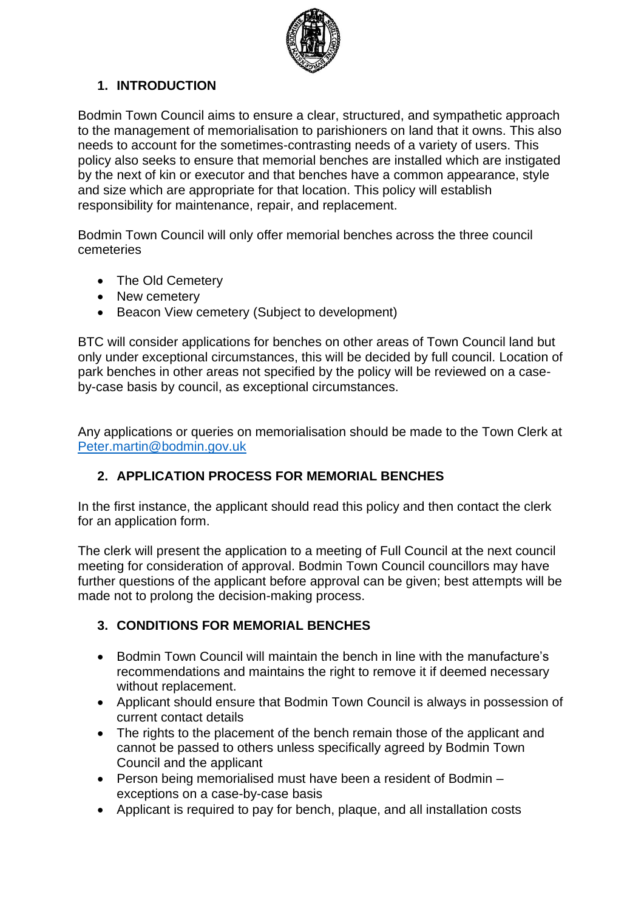## 1. INTRODUCTION

Bodmin Town Council aims to ensure a clear, structured, and sympathetic approach to the management of memorialisation to parishioners on land that it owns. This also needs to account for the sometimes-contrasting needs of a variety of users. This policy also seeks to ensure that memorial benches are installed which are instigated by the next of kin or executor and that benches have a common appearance, style and size which are appropriate for that location. This policy will establish responsibility for maintenance, repair, and replacement.

Bodmin Town Council will only offer memorial benches across the three council cemeteries

- The Old Cemetery
- New cemetery
- Beacon View cemetery (Subject to development)

BTC will consider applications for benches on other areas of Town Council land but only under exceptional circumstances, this will be decided by full council. Location of park benches in other areas not specified by the policy will be reviewed on a case-by-case basis by council, as exceptional circumstances.

Any applications or queries on memorialisation should be made to the Town Clerk at [Peter.martin@bodmin.gov.uk](mailto:Peter.martin@bodmin.gov.uk)

## 2. APPLICATION PROCESS FOR MEMORIAL BENCHES

In the first instance, the applicant should read this policy and then contact the clerk for an application form.

The clerk will present the application to a meeting of Full Council at the next council meeting for consideration of approval. Bodmin Town Council councillors may have further questions of the applicant before approval can be given; best attempts will be made not to prolong the decision-making process.

## 3. CONDITIONS FOR MEMORIAL BENCHES

- Bodmin Town Council will maintain the bench in line with the manufacture's recommendations and maintains the right to remove it if deemed necessary without replacement.
- Applicant should ensure that Bodmin Town Council is always in possession of current contact details
- The rights to the placement of the bench remain those of the applicant and cannot be passed to others unless specifically agreed by Bodmin Town Council and the applicant
- Person being memorialised must have been a resident of Bodmin – exceptions on a case-by-case basis
- Applicant is required to pay for bench, plaque, and all installation costs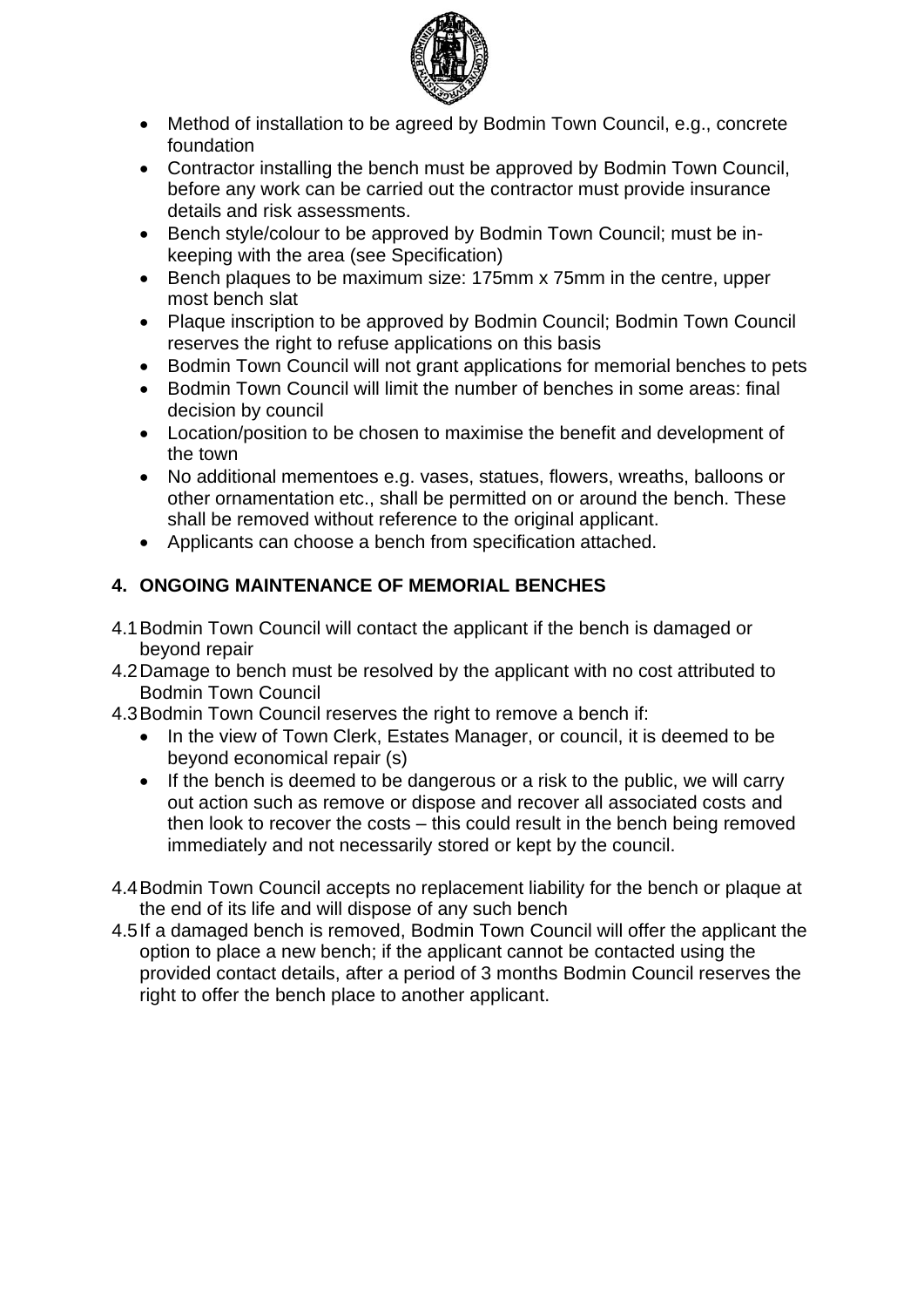- Method of installation to be agreed by Bodmin Town Council, e.g., concrete foundation
- Contractor installing the bench must be approved by Bodmin Town Council, before any work can be carried out the contractor must provide insurance details and risk assessments.
- Bench style/colour to be approved by Bodmin Town Council; must be in-keeping with the area (see Specification)
- Bench plaques to be maximum size: 175mm x 75mm in the centre, upper most bench slat
- Plaque inscription to be approved by Bodmin Council; Bodmin Town Council reserves the right to refuse applications on this basis
- Bodmin Town Council will not grant applications for memorial benches to pets
- Bodmin Town Council will limit the number of benches in some areas: final decision by council
- Location/position to be chosen to maximise the benefit and development of the town
- No additional mementoes e.g. vases, statues, flowers, wreaths, balloons or other ornamentation etc., shall be permitted on or around the bench. These shall be removed without reference to the original applicant.
- Applicants can choose a bench from specification attached.

## 4. ONGOING MAINTENANCE OF MEMORIAL BENCHES

4.1 Bodmin Town Council will contact the applicant if the bench is damaged or beyond repair

4.2 Damage to bench must be resolved by the applicant with no cost attributed to Bodmin Town Council

4.3 Bodmin Town Council reserves the right to remove a bench if:

- In the view of Town Clerk, Estates Manager, or council, it is deemed to be beyond economical repair (s)
- If the bench is deemed to be dangerous or a risk to the public, we will carry out action such as remove or dispose and recover all associated costs and then look to recover the costs – this could result in the bench being removed immediately and not necessarily stored or kept by the council.

4.4 Bodmin Town Council accepts no replacement liability for the bench or plaque at the end of its life and will dispose of any such bench

4.5 If a damaged bench is removed, Bodmin Town Council will offer the applicant the option to place a new bench; if the applicant cannot be contacted using the provided contact details, after a period of 3 months Bodmin Council reserves the right to offer the bench place to another applicant.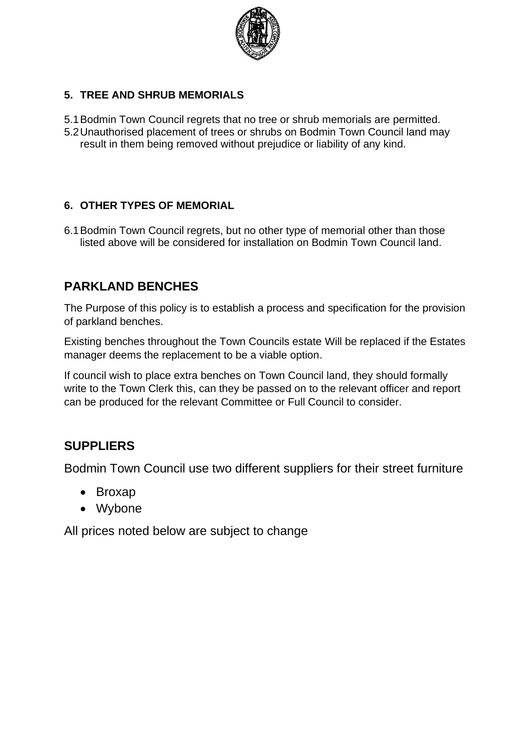## 5. TREE AND SHRUB MEMORIALS

5.1 Bodmin Town Council regrets that no tree or shrub memorials are permitted.

5.2 Unauthorised placement of trees or shrubs on Bodmin Town Council land may result in them being removed without prejudice or liability of any kind.

## 6. OTHER TYPES OF MEMORIAL

6.1 Bodmin Town Council regrets, but no other type of memorial other than those listed above will be considered for installation on Bodmin Town Council land.

# PARKLAND BENCHES

The Purpose of this policy is to establish a process and specification for the provision of parkland benches.

Existing benches throughout the Town Councils estate Will be replaced if the Estates manager deems the replacement to be a viable option.

If council wish to place extra benches on Town Council land, they should formally write to the Town Clerk this, can they be passed on to the relevant officer and report can be produced for the relevant Committee or Full Council to consider.

# SUPPLIERS

Bodmin Town Council use two different suppliers for their street furniture

- Broxap
- Wybone

All prices noted below are subject to change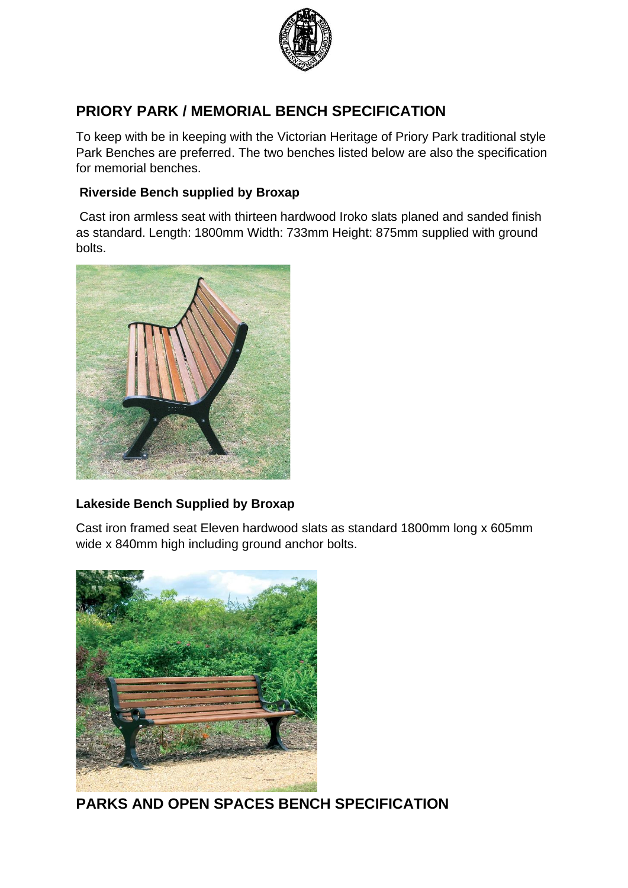## PRIORY PARK / MEMORIAL BENCH SPECIFICATION

To keep with be in keeping with the Victorian Heritage of Priory Park traditional style Park Benches are preferred. The two benches listed below are also the specification for memorial benches.

**Riverside Bench supplied by Broxap**

Cast iron armless seat with thirteen hardwood Iroko slats planed and sanded finish as standard. Length: 1800mm Width: 733mm Height: 875mm supplied with ground bolts.

**Lakeside Bench Supplied by Broxap**

Cast iron framed seat Eleven hardwood slats as standard 1800mm long x 605mm wide x 840mm high including ground anchor bolts.

## PARKS AND OPEN SPACES BENCH SPECIFICATION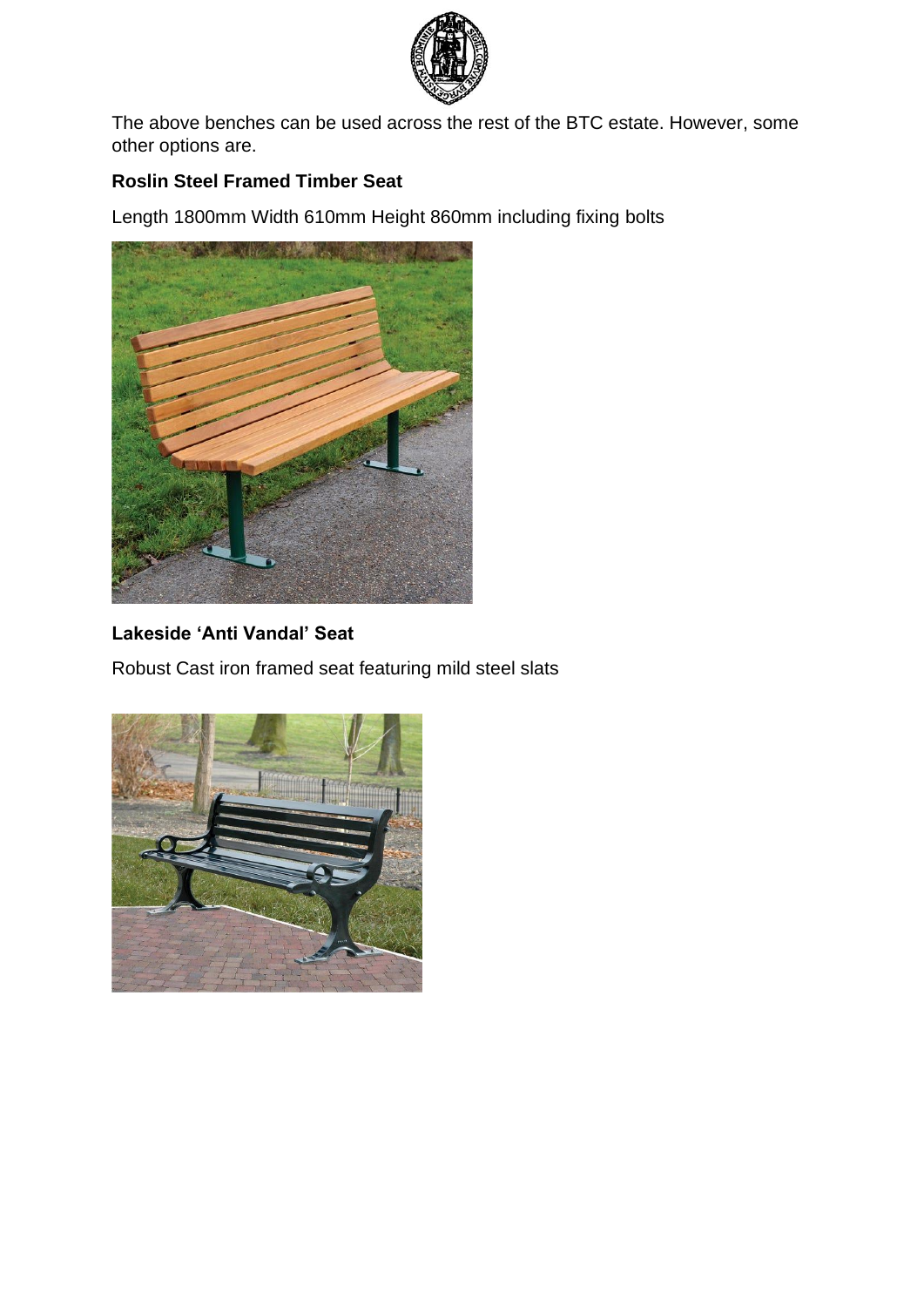The above benches can be used across the rest of the BTC estate. However, some other options are.

**Roslin Steel Framed Timber Seat**

Length 1800mm Width 610mm Height 860mm including fixing bolts

**Lakeside 'Anti Vandal' Seat**

Robust Cast iron framed seat featuring mild steel slats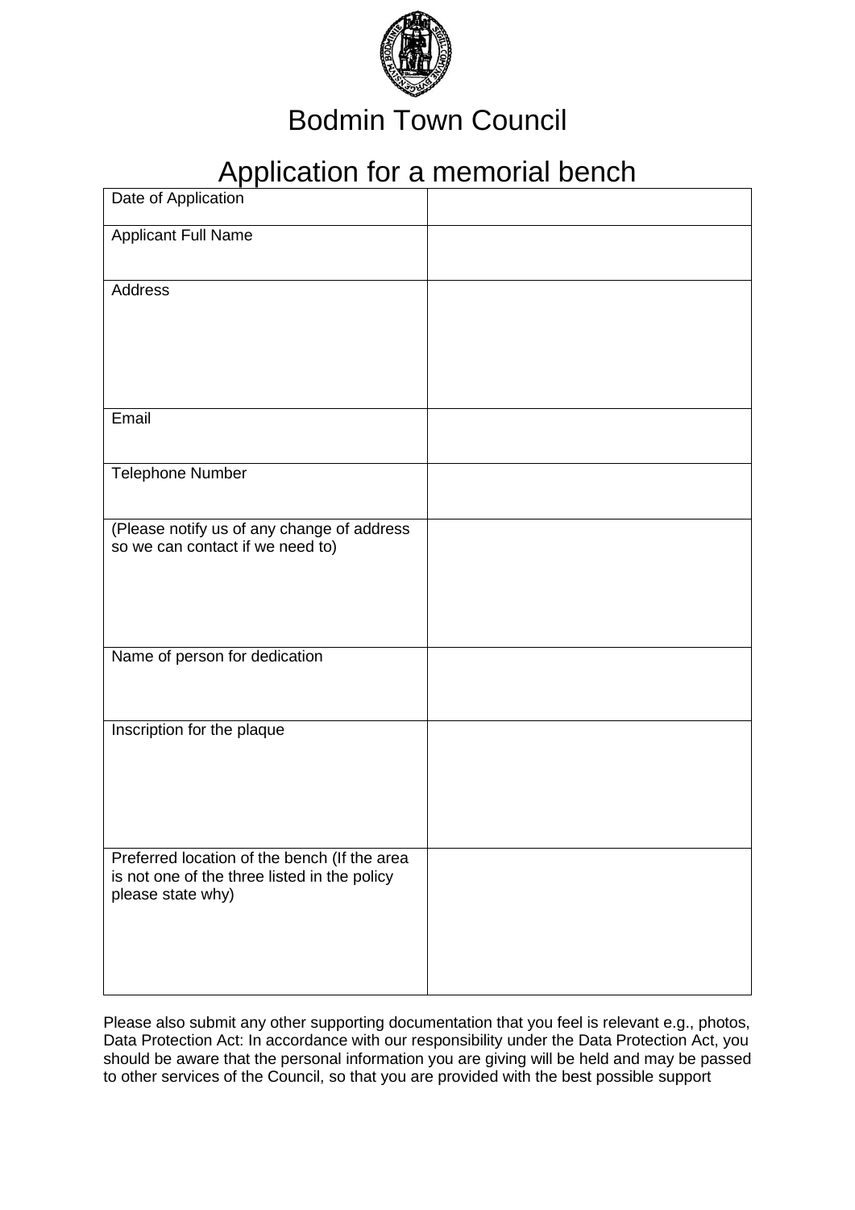# Bodmin Town Council

## Application for a memorial bench

| | |
|---|---|
| Date of Application | |
| Applicant Full Name | |
| Address | |
| Email | |
| Telephone Number | |
| (Please notify us of any change of address so we can contact if we need to) | |
| Name of person for dedication | |
| Inscription for the plaque | |
| Preferred location of the bench (If the area is not one of the three listed in the policy please state why) | |

Please also submit any other supporting documentation that you feel is relevant e.g., photos, Data Protection Act: In accordance with our responsibility under the Data Protection Act, you should be aware that the personal information you are giving will be held and may be passed to other services of the Council, so that you are provided with the best possible support